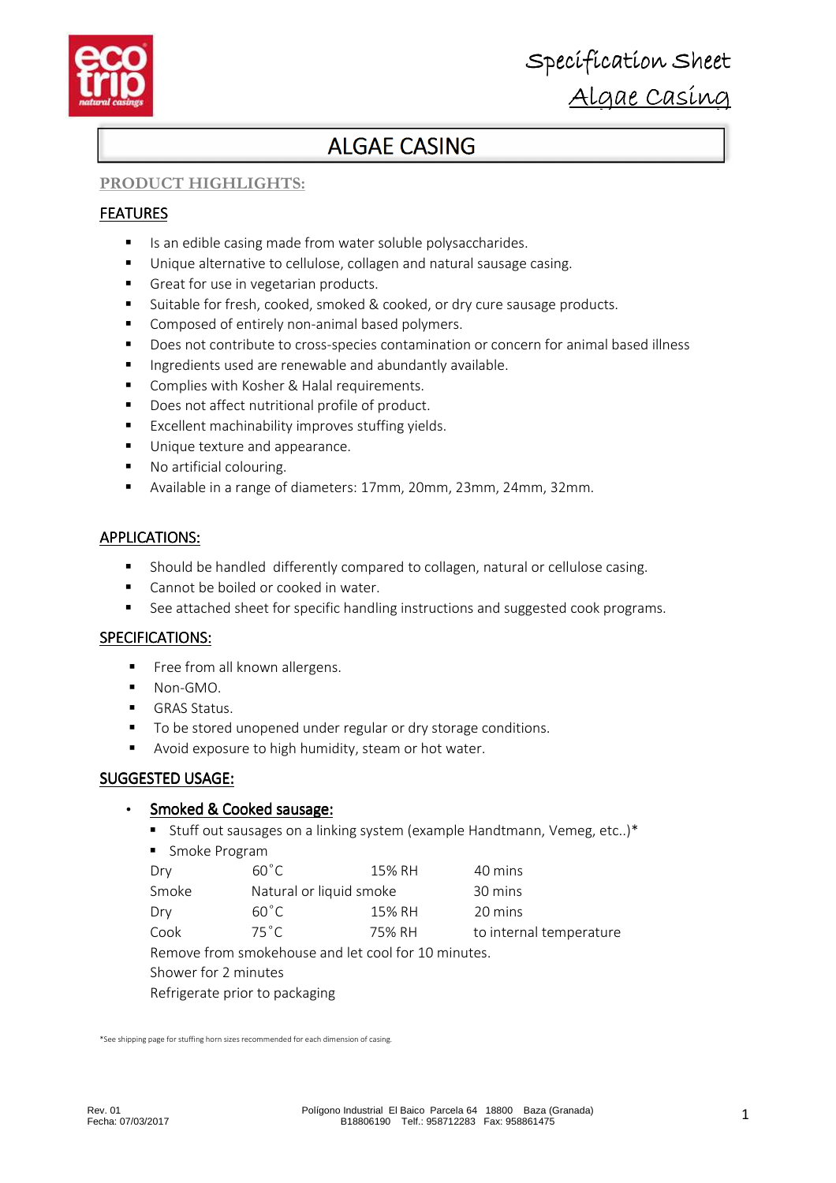Specification Sheet

Algae Casing

# ALGAE CASING

**PRODUCT HIGHLIGHTS:**

## FEATURES

- Is an edible casing made from water soluble polysaccharides.
- Unique alternative to cellulose, collagen and natural sausage casing.
- Great for use in vegetarian products.
- Suitable for fresh, cooked, smoked & cooked, or dry cure sausage products.
- Composed of entirely non-animal based polymers.
- Does not contribute to cross-species contamination or concern for animal based illness
- Ingredients used are renewable and abundantly available.
- Complies with Kosher & Halal requirements.
- Does not affect nutritional profile of product.
- Excellent machinability improves stuffing yields.
- Unique texture and appearance.
- No artificial colouring.
- Available in a range of diameters: 17mm, 20mm, 23mm, 24mm, 32mm.

## APPLICATIONS:

- Should be handled differently compared to collagen, natural or cellulose casing.
- Cannot be boiled or cooked in water.
- See attached sheet for specific handling instructions and suggested cook programs.

## SPECIFICATIONS:

- Free from all known allergens.
- Non-GMO.
- GRAS Status.
- To be stored unopened under regular or dry storage conditions.
- Avoid exposure to high humidity, steam or hot water.

## SUGGESTED USAGE:

- **Smoked & Cooked sausage:**
  - Stuff out sausages on a linking system (example Handtmann, Vemeg, etc..)*
  - Smoke Program

| | | | |
|---|---|---|---|
| Dry | 60˚C | 15% RH | 40 mins |
| Smoke | Natural or liquid smoke | | 30 mins |
| Dry | 60˚C | 15% RH | 20 mins |
| Cook | 75˚C | 75% RH | to internal temperature |

Remove from smokehouse and let cool for 10 minutes.

Shower for 2 minutes

Refrigerate prior to packaging

*See shipping page for stuffing horn sizes recommended for each dimension of casing.

Rev. 01
Fecha: 07/03/2017

Polígono Industrial El Baico Parcela 64 18800 Baza (Granada)
B18806190 Telf.: 958712283 Fax: 958861475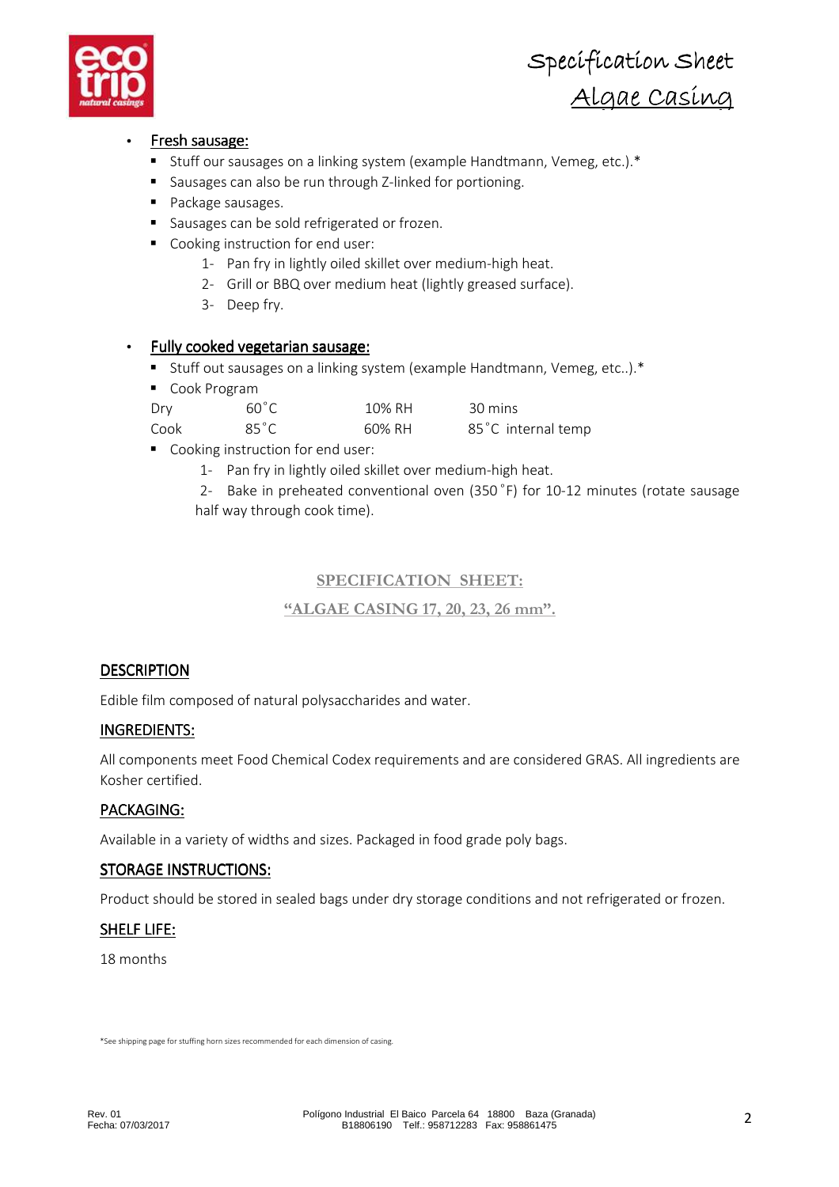- Fresh sausage:
    - Stuff our sausages on a linking system (example Handtmann, Vemeg, etc.).*
    - Sausages can also be run through Z-linked for portioning.
    - Package sausages.
    - Sausages can be sold refrigerated or frozen.
    - Cooking instruction for end user:
        1- Pan fry in lightly oiled skillet over medium-high heat.
        2- Grill or BBQ over medium heat (lightly greased surface).
        3- Deep fry.

- Fully cooked vegetarian sausage:
    - Stuff out sausages on a linking system (example Handtmann, Vemeg, etc..).*
    - Cook Program

| | | | |
|---|---|---|---|
| Dry | 60˚C | 10% RH | 30 mins |
| Cook | 85˚C | 60% RH | 85˚C internal temp |

- Cooking instruction for end user:
    1- Pan fry in lightly oiled skillet over medium-high heat.
    2- Bake in preheated conventional oven (350˚F) for 10-12 minutes (rotate sausage half way through cook time).

## SPECIFICATION SHEET:

## "ALGAE CASING 17, 20, 23, 26 mm".

### DESCRIPTION

Edible film composed of natural polysaccharides and water.

### INGREDIENTS:

All components meet Food Chemical Codex requirements and are considered GRAS. All ingredients are Kosher certified.

### PACKAGING:

Available in a variety of widths and sizes. Packaged in food grade poly bags.

### STORAGE INSTRUCTIONS:

Product should be stored in sealed bags under dry storage conditions and not refrigerated or frozen.

### SHELF LIFE:

18 months

*See shipping page for stuffing horn sizes recommended for each dimension of casing.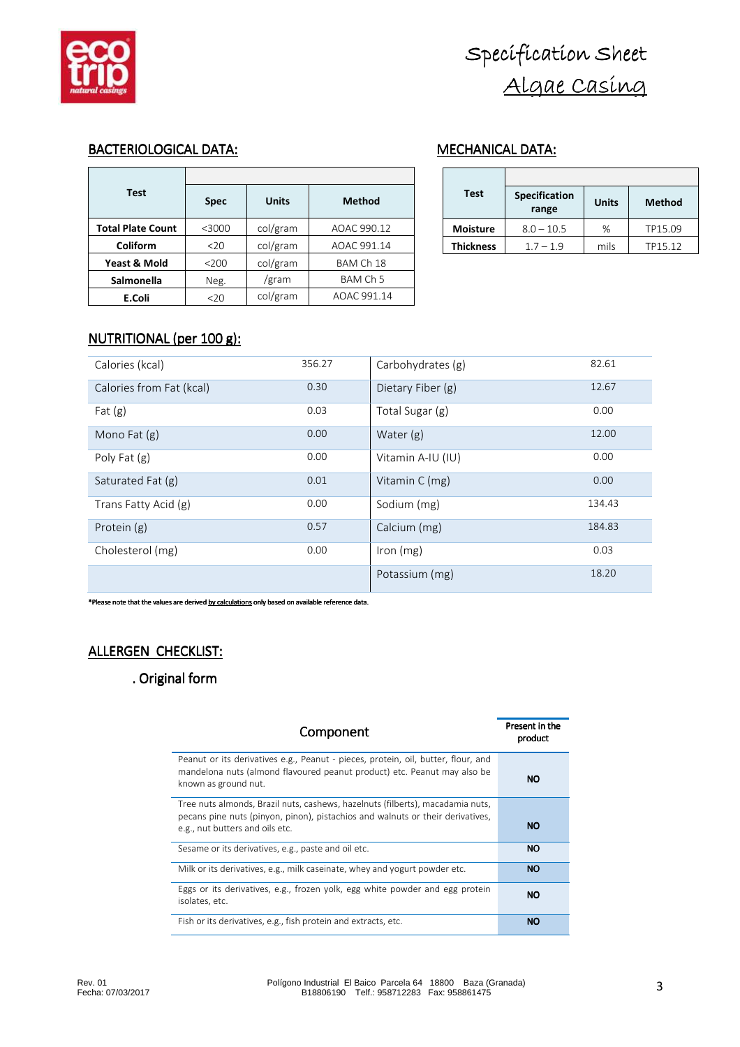# Specification Sheet

## Algae Casing

### BACTERIOLOGICAL DATA:

| Test | Spec | Units | Method |
|---|---|---|---|
| **Total Plate Count** | <3000 | col/gram | AOAC 990.12 |
| **Coliform** | <20 | col/gram | AOAC 991.14 |
| **Yeast & Mold** | <200 | col/gram | BAM Ch 18 |
| **Salmonella** | Neg. | /gram | BAM Ch 5 |
| **E.Coli** | <20 | col/gram | AOAC 991.14 |

### MECHANICAL DATA:

| Test | Specification range | Units | Method |
|---|---|---|---|
| **Moisture** | 8.0 – 10.5 | % | TP15.09 |
| **Thickness** | 1.7 – 1.9 | mils | TP15.12 |

### NUTRITIONAL (per 100 g):

| | | | |
|---|---|---|---|
| Calories (kcal) | 356.27 | Carbohydrates (g) | 82.61 |
| Calories from Fat (kcal) | 0.30 | Dietary Fiber (g) | 12.67 |
| Fat (g) | 0.03 | Total Sugar (g) | 0.00 |
| Mono Fat (g) | 0.00 | Water (g) | 12.00 |
| Poly Fat (g) | 0.00 | Vitamin A-IU (IU) | 0.00 |
| Saturated Fat (g) | 0.01 | Vitamin C (mg) | 0.00 |
| Trans Fatty Acid (g) | 0.00 | Sodium (mg) | 134.43 |
| Protein (g) | 0.57 | Calcium (mg) | 184.83 |
| Cholesterol (mg) | 0.00 | Iron (mg) | 0.03 |
| | | Potassium (mg) | 18.20 |

***Please note that the values are derived by calculations only based on available reference data.**

### ALLERGEN CHECKLIST:

. Original form

| Component | Present in the product |
|---|---|
| Peanut or its derivatives e.g., Peanut - pieces, protein, oil, butter, flour, and mandelona nuts (almond flavoured peanut product) etc. Peanut may also be known as ground nut. | **NO** |
| Tree nuts almonds, Brazil nuts, cashews, hazelnuts (filberts), macadamia nuts, pecans pine nuts (pinyon, pinon), pistachios and walnuts or their derivatives, e.g., nut butters and oils etc. | **NO** |
| Sesame or its derivatives, e.g., paste and oil etc. | **NO** |
| Milk or its derivatives, e.g., milk caseinate, whey and yogurt powder etc. | **NO** |
| Eggs or its derivatives, e.g., frozen yolk, egg white powder and egg protein isolates, etc. | **NO** |
| Fish or its derivatives, e.g., fish protein and extracts, etc. | **NO** |

Rev. 01
Fecha: 07/03/2017

Polígono Industrial El Baico Parcela 64 18800 Baza (Granada)
B18806190 Telf.: 958712283 Fax: 958861475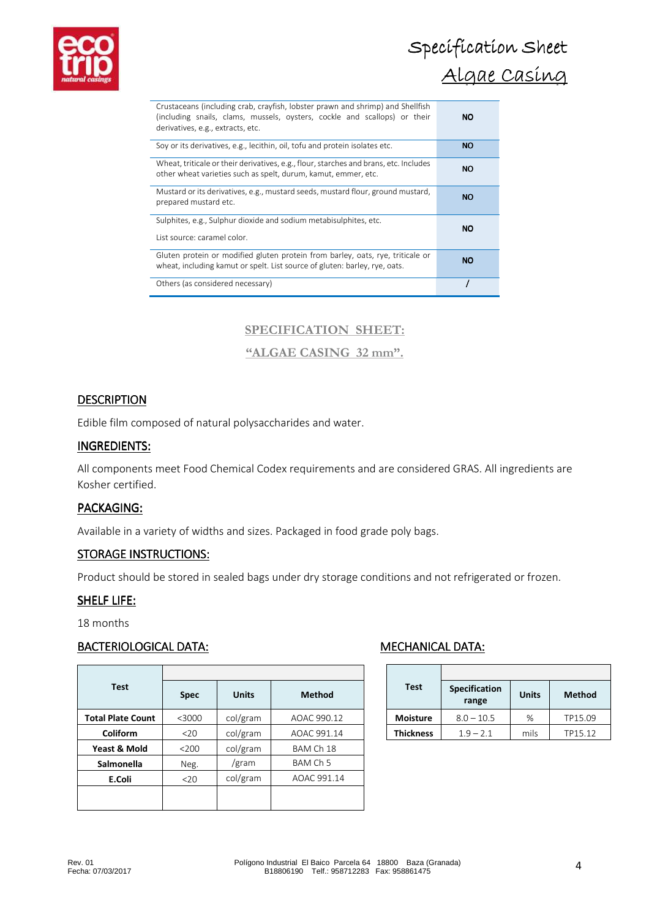| Allergen | |
|---|---|
| Crustaceans (including crab, crayfish, lobster prawn and shrimp) and Shellfish (including snails, clams, mussels, oysters, cockle and scallops) or their derivatives, e.g., extracts, etc. | NO |
| Soy or its derivatives, e.g., lecithin, oil, tofu and protein isolates etc. | NO |
| Wheat, triticale or their derivatives, e.g., flour, starches and brans, etc. Includes other wheat varieties such as spelt, durum, kamut, emmer, etc. | NO |
| Mustard or its derivatives, e.g., mustard seeds, mustard flour, ground mustard, prepared mustard etc. | NO |
| Sulphites, e.g., Sulphur dioxide and sodium metabisulphites, etc. List source: caramel color. | NO |
| Gluten protein or modified gluten protein from barley, oats, rye, triticale or wheat, including kamut or spelt. List source of gluten: barley, rye, oats. | NO |
| Others (as considered necessary) | / |

**SPECIFICATION SHEET:**

**"ALGAE CASING 32 mm".**

## DESCRIPTION

Edible film composed of natural polysaccharides and water.

## INGREDIENTS:

All components meet Food Chemical Codex requirements and are considered GRAS. All ingredients are Kosher certified.

## PACKAGING:

Available in a variety of widths and sizes. Packaged in food grade poly bags.

## STORAGE INSTRUCTIONS:

Product should be stored in sealed bags under dry storage conditions and not refrigerated or frozen.

## SHELF LIFE:

18 months

## BACTERIOLOGICAL DATA:

| Test | Spec | Units | Method |
|---|---|---|---|
| Total Plate Count | <3000 | col/gram | AOAC 990.12 |
| Coliform | <20 | col/gram | AOAC 991.14 |
| Yeast & Mold | <200 | col/gram | BAM Ch 18 |
| Salmonella | Neg. | /gram | BAM Ch 5 |
| E.Coli | <20 | col/gram | AOAC 991.14 |
| | | | |

## MECHANICAL DATA:

| Test | Specification range | Units | Method |
|---|---|---|---|
| Moisture | 8.0 – 10.5 | % | TP15.09 |
| Thickness | 1.9 – 2.1 | mils | TP15.12 |

Rev. 01
Fecha: 07/03/2017

Polígono Industrial El Baico Parcela 64 18800 Baza (Granada)
B18806190 Telf.: 958712283 Fax: 958861475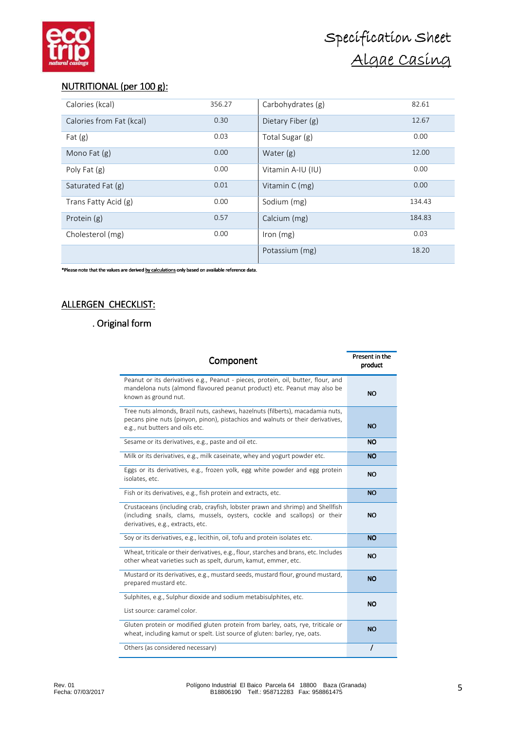# Specification Sheet

## Algae Casing

## NUTRITIONAL (per 100 g):

| | | | |
|---|---|---|---|
| Calories (kcal) | 356.27 | Carbohydrates (g) | 82.61 |
| Calories from Fat (kcal) | 0.30 | Dietary Fiber (g) | 12.67 |
| Fat (g) | 0.03 | Total Sugar (g) | 0.00 |
| Mono Fat (g) | 0.00 | Water (g) | 12.00 |
| Poly Fat (g) | 0.00 | Vitamin A-IU (IU) | 0.00 |
| Saturated Fat (g) | 0.01 | Vitamin C (mg) | 0.00 |
| Trans Fatty Acid (g) | 0.00 | Sodium (mg) | 134.43 |
| Protein (g) | 0.57 | Calcium (mg) | 184.83 |
| Cholesterol (mg) | 0.00 | Iron (mg) | 0.03 |
| | | Potassium (mg) | 18.20 |

**\*Please note that the values are derived by calculations only based on available reference data.**

## ALLERGEN CHECKLIST:

. Original form

| Component | Present in the product |
|---|---|
| Peanut or its derivatives e.g., Peanut - pieces, protein, oil, butter, flour, and mandelona nuts (almond flavoured peanut product) etc. Peanut may also be known as ground nut. | NO |
| Tree nuts almonds, Brazil nuts, cashews, hazelnuts (filberts), macadamia nuts, pecans pine nuts (pinyon, pinon), pistachios and walnuts or their derivatives, e.g., nut butters and oils etc. | NO |
| Sesame or its derivatives, e.g., paste and oil etc. | NO |
| Milk or its derivatives, e.g., milk caseinate, whey and yogurt powder etc. | NO |
| Eggs or its derivatives, e.g., frozen yolk, egg white powder and egg protein isolates, etc. | NO |
| Fish or its derivatives, e.g., fish protein and extracts, etc. | NO |
| Crustaceans (including crab, crayfish, lobster prawn and shrimp) and Shellfish (including snails, clams, mussels, oysters, cockle and scallops) or their derivatives, e.g., extracts, etc. | NO |
| Soy or its derivatives, e.g., lecithin, oil, tofu and protein isolates etc. | NO |
| Wheat, triticale or their derivatives, e.g., flour, starches and brans, etc. Includes other wheat varieties such as spelt, durum, kamut, emmer, etc. | NO |
| Mustard or its derivatives, e.g., mustard seeds, mustard flour, ground mustard, prepared mustard etc. | NO |
| Sulphites, e.g., Sulphur dioxide and sodium metabisulphites, etc. List source: caramel color. | NO |
| Gluten protein or modified gluten protein from barley, oats, rye, triticale or wheat, including kamut or spelt. List source of gluten: barley, rye, oats. | NO |
| Others (as considered necessary) | / |

Rev. 01
Fecha: 07/03/2017

Polígono Industrial El Baico Parcela 64 18800 Baza (Granada)
B18806190 Telf.: 958712283 Fax: 958861475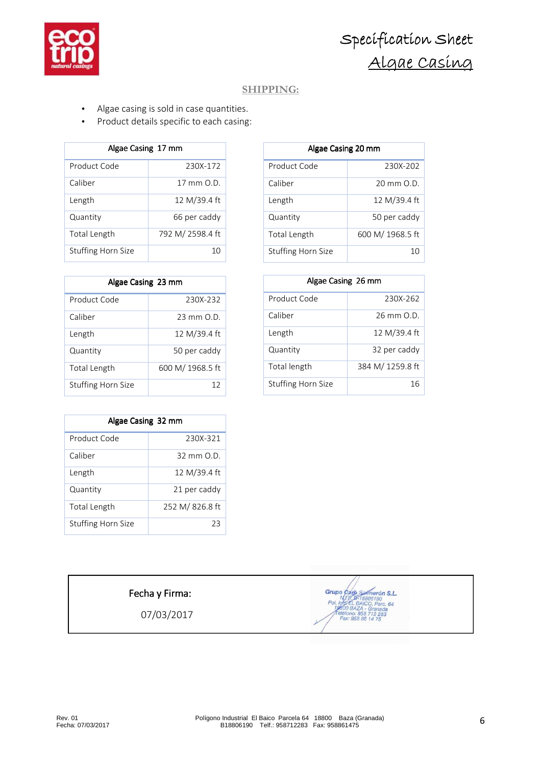# Specification Sheet

## Algae Casing

### SHIPPING:

- Algae casing is sold in case quantities.
- Product details specific to each casing:

| Algae Casing 17 mm | |
|---|---|
| Product Code | 230X-172 |
| Caliber | 17 mm O.D. |
| Length | 12 M/39.4 ft |
| Quantity | 66 per caddy |
| Total Length | 792 M/ 2598.4 ft |
| Stuffing Horn Size | 10 |

| Algae Casing 20 mm | |
|---|---|
| Product Code | 230X-202 |
| Caliber | 20 mm O.D. |
| Length | 12 M/39.4 ft |
| Quantity | 50 per caddy |
| Total Length | 600 M/ 1968.5 ft |
| Stuffing Horn Size | 10 |

| Algae Casing 23 mm | |
|---|---|
| Product Code | 230X-232 |
| Caliber | 23 mm O.D. |
| Length | 12 M/39.4 ft |
| Quantity | 50 per caddy |
| Total Length | 600 M/ 1968.5 ft |
| Stuffing Horn Size | 12 |

| Algae Casing 26 mm | |
|---|---|
| Product Code | 230X-262 |
| Caliber | 26 mm O.D. |
| Length | 12 M/39.4 ft |
| Quantity | 32 per caddy |
| Total length | 384 M/ 1259.8 ft |
| Stuffing Horn Size | 16 |

| Algae Casing 32 mm | |
|---|---|
| Product Code | 230X-321 |
| Caliber | 32 mm O.D. |
| Length | 12 M/39.4 ft |
| Quantity | 21 per caddy |
| Total Length | 252 M/ 826.8 ft |
| Stuffing Horn Size | 23 |

| Fecha y Firma: | |
|---|---|
| 07/03/2017 | Grupo Caro Salmerón S.L. N.I.F.: B-18806190 Pol. Ind. EL BAICO, Parc. 64 18800 BAZA - Granada Teléfono: 958 712 283 Fax: 958 86 14 75 |

Rev. 01
Fecha: 07/03/2017

Polígono Industrial El Baico Parcela 64 18800 Baza (Granada)
B18806190 Telf.: 958712283 Fax: 958861475